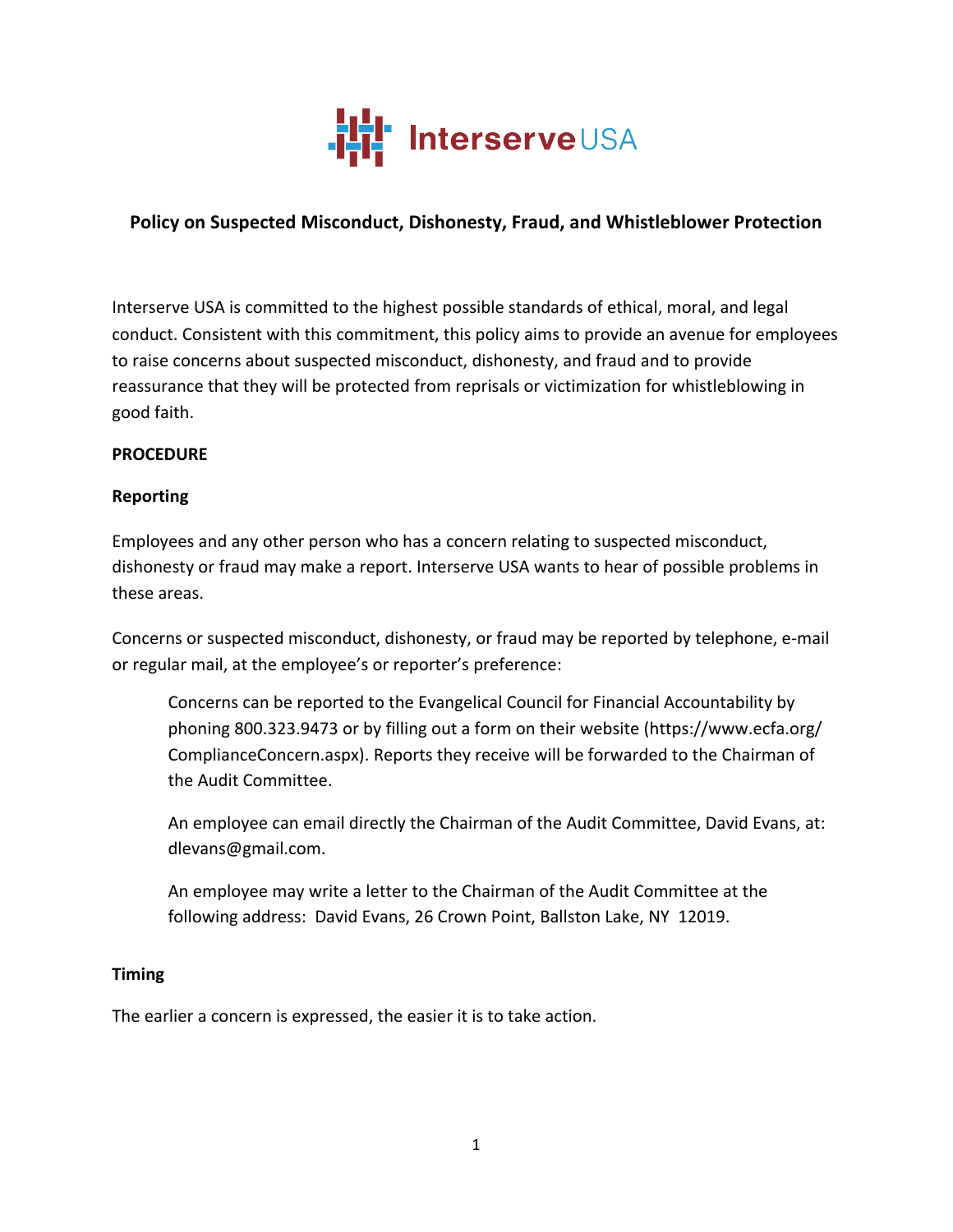Interserve USA

# Policy on Suspected Misconduct, Dishonesty, Fraud, and Whistleblower Protection

Interserve USA is committed to the highest possible standards of ethical, moral, and legal conduct. Consistent with this commitment, this policy aims to provide an avenue for employees to raise concerns about suspected misconduct, dishonesty, and fraud and to provide reassurance that they will be protected from reprisals or victimization for whistleblowing in good faith.

## PROCEDURE

### Reporting

Employees and any other person who has a concern relating to suspected misconduct, dishonesty or fraud may make a report. Interserve USA wants to hear of possible problems in these areas.

Concerns or suspected misconduct, dishonesty, or fraud may be reported by telephone, e-mail or regular mail, at the employee's or reporter's preference:

> Concerns can be reported to the Evangelical Council for Financial Accountability by phoning 800.323.9473 or by filling out a form on their website (https://www.ecfa.org/ComplianceConcern.aspx). Reports they receive will be forwarded to the Chairman of the Audit Committee.
>
> An employee can email directly the Chairman of the Audit Committee, David Evans, at: dlevans@gmail.com.
>
> An employee may write a letter to the Chairman of the Audit Committee at the following address: David Evans, 26 Crown Point, Ballston Lake, NY 12019.

### Timing

The earlier a concern is expressed, the easier it is to take action.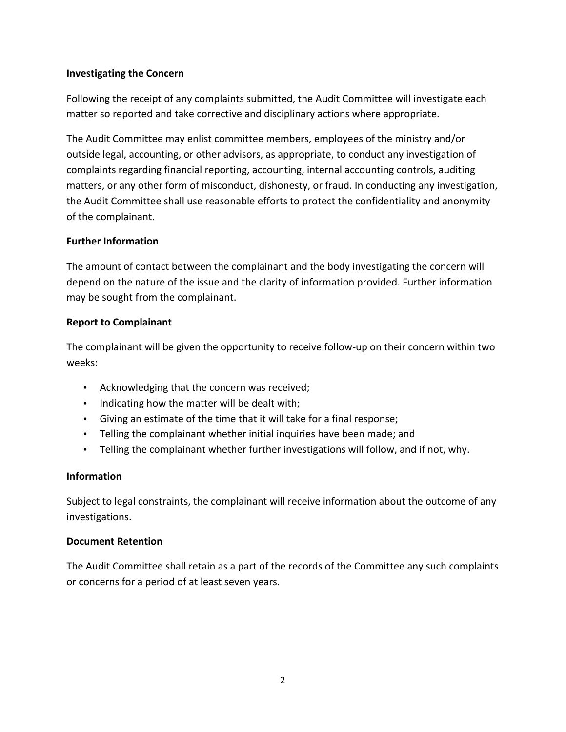**Investigating the Concern**

Following the receipt of any complaints submitted, the Audit Committee will investigate each matter so reported and take corrective and disciplinary actions where appropriate.

The Audit Committee may enlist committee members, employees of the ministry and/or outside legal, accounting, or other advisors, as appropriate, to conduct any investigation of complaints regarding financial reporting, accounting, internal accounting controls, auditing matters, or any other form of misconduct, dishonesty, or fraud. In conducting any investigation, the Audit Committee shall use reasonable efforts to protect the confidentiality and anonymity of the complainant.

**Further Information**

The amount of contact between the complainant and the body investigating the concern will depend on the nature of the issue and the clarity of information provided. Further information may be sought from the complainant.

**Report to Complainant**

The complainant will be given the opportunity to receive follow-up on their concern within two weeks:

- Acknowledging that the concern was received;
- Indicating how the matter will be dealt with;
- Giving an estimate of the time that it will take for a final response;
- Telling the complainant whether initial inquiries have been made; and
- Telling the complainant whether further investigations will follow, and if not, why.

**Information**

Subject to legal constraints, the complainant will receive information about the outcome of any investigations.

**Document Retention**

The Audit Committee shall retain as a part of the records of the Committee any such complaints or concerns for a period of at least seven years.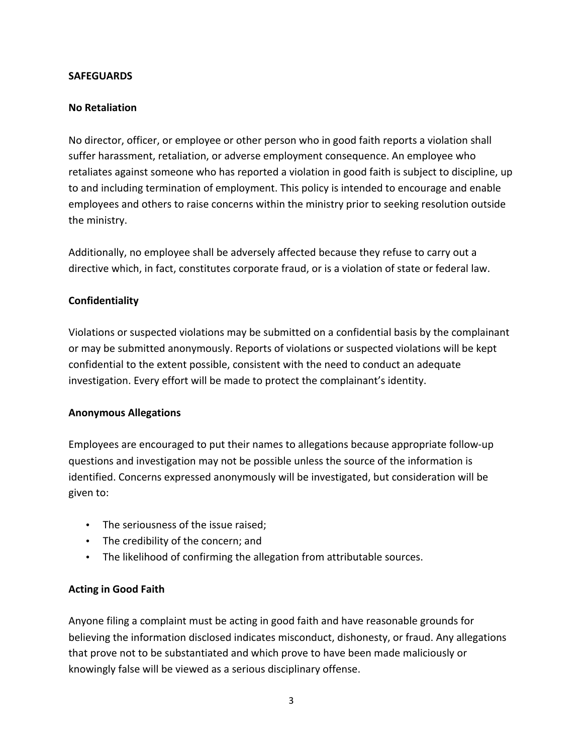## SAFEGUARDS

### No Retaliation

No director, officer, or employee or other person who in good faith reports a violation shall suffer harassment, retaliation, or adverse employment consequence. An employee who retaliates against someone who has reported a violation in good faith is subject to discipline, up to and including termination of employment. This policy is intended to encourage and enable employees and others to raise concerns within the ministry prior to seeking resolution outside the ministry.

Additionally, no employee shall be adversely affected because they refuse to carry out a directive which, in fact, constitutes corporate fraud, or is a violation of state or federal law.

### Confidentiality

Violations or suspected violations may be submitted on a confidential basis by the complainant or may be submitted anonymously. Reports of violations or suspected violations will be kept confidential to the extent possible, consistent with the need to conduct an adequate investigation. Every effort will be made to protect the complainant's identity.

### Anonymous Allegations

Employees are encouraged to put their names to allegations because appropriate follow-up questions and investigation may not be possible unless the source of the information is identified. Concerns expressed anonymously will be investigated, but consideration will be given to:

- The seriousness of the issue raised;
- The credibility of the concern; and
- The likelihood of confirming the allegation from attributable sources.

### Acting in Good Faith

Anyone filing a complaint must be acting in good faith and have reasonable grounds for believing the information disclosed indicates misconduct, dishonesty, or fraud. Any allegations that prove not to be substantiated and which prove to have been made maliciously or knowingly false will be viewed as a serious disciplinary offense.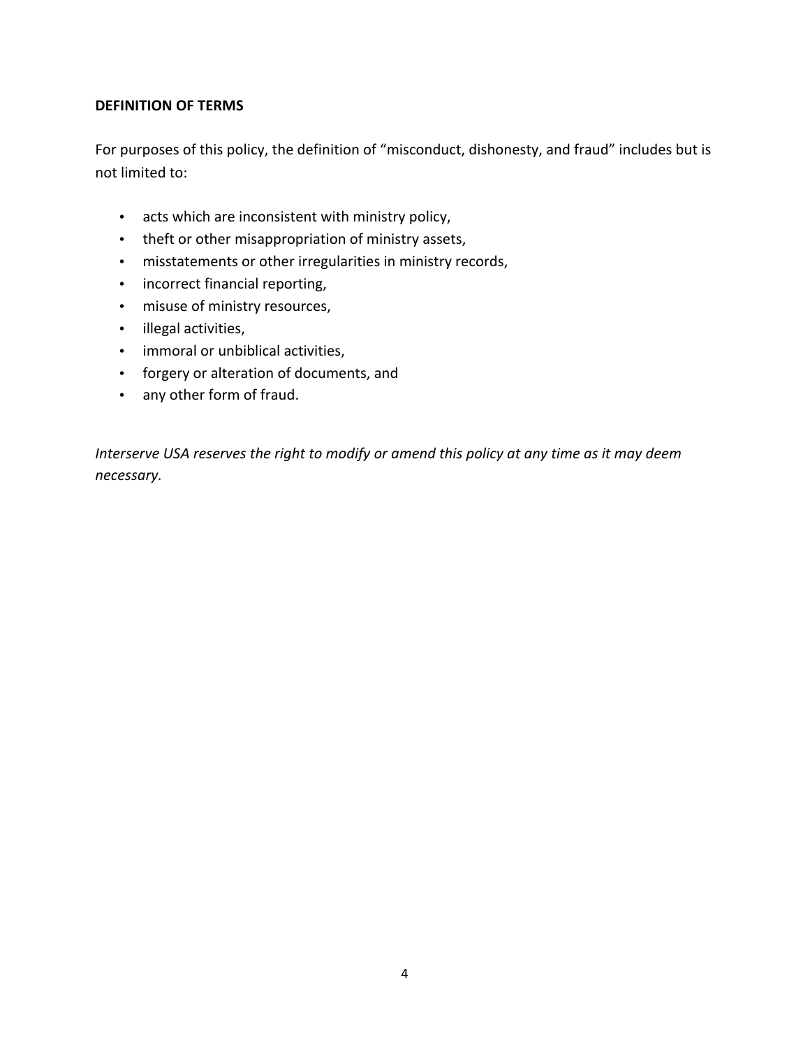**DEFINITION OF TERMS**

For purposes of this policy, the definition of "misconduct, dishonesty, and fraud" includes but is not limited to:

- acts which are inconsistent with ministry policy,
- theft or other misappropriation of ministry assets,
- misstatements or other irregularities in ministry records,
- incorrect financial reporting,
- misuse of ministry resources,
- illegal activities,
- immoral or unbiblical activities,
- forgery or alteration of documents, and
- any other form of fraud.

*Interserve USA reserves the right to modify or amend this policy at any time as it may deem necessary.*